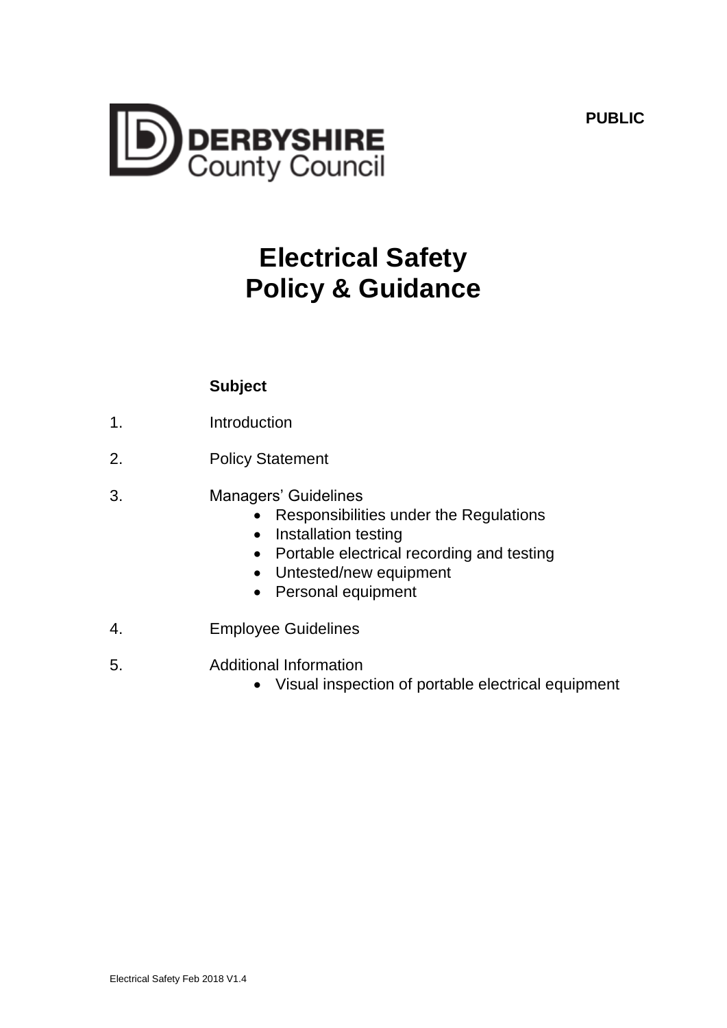**PUBLIC**

DERBYSHIRE
County Council

# Electrical Safety
# Policy & Guidance

**Subject**

1. Introduction

2. Policy Statement

3. Managers' Guidelines
   - Responsibilities under the Regulations
   - Installation testing
   - Portable electrical recording and testing
   - Untested/new equipment
   - Personal equipment

4. Employee Guidelines

5. Additional Information
   - Visual inspection of portable electrical equipment

Electrical Safety Feb 2018 V1.4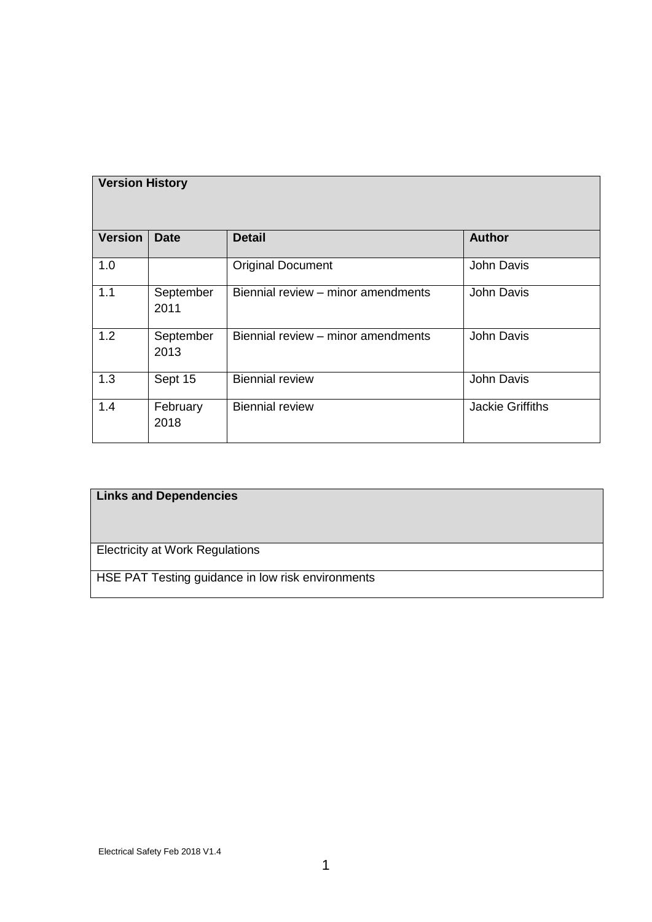| Version History | | | |
|---|---|---|---|
| **Version** | **Date** | **Detail** | **Author** |
| 1.0 | | Original Document | John Davis |
| 1.1 | September 2011 | Biennial review – minor amendments | John Davis |
| 1.2 | September 2013 | Biennial review – minor amendments | John Davis |
| 1.3 | Sept 15 | Biennial review | John Davis |
| 1.4 | February 2018 | Biennial review | Jackie Griffiths |

| Links and Dependencies |
|---|
| Electricity at Work Regulations |
| HSE PAT Testing guidance in low risk environments |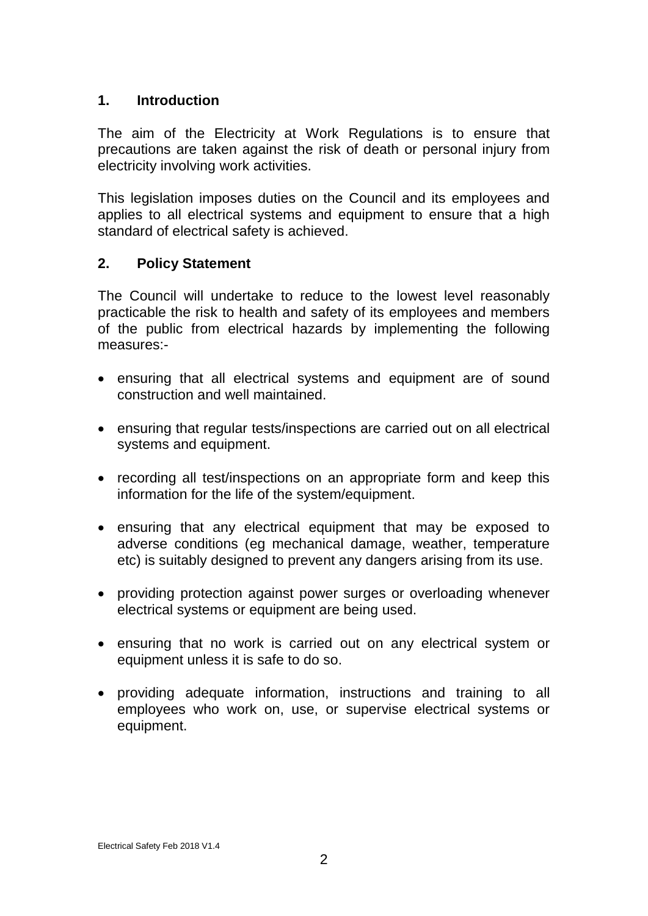## 1. Introduction

The aim of the Electricity at Work Regulations is to ensure that precautions are taken against the risk of death or personal injury from electricity involving work activities.

This legislation imposes duties on the Council and its employees and applies to all electrical systems and equipment to ensure that a high standard of electrical safety is achieved.

## 2. Policy Statement

The Council will undertake to reduce to the lowest level reasonably practicable the risk to health and safety of its employees and members of the public from electrical hazards by implementing the following measures:-

- ensuring that all electrical systems and equipment are of sound construction and well maintained.
- ensuring that regular tests/inspections are carried out on all electrical systems and equipment.
- recording all test/inspections on an appropriate form and keep this information for the life of the system/equipment.
- ensuring that any electrical equipment that may be exposed to adverse conditions (eg mechanical damage, weather, temperature etc) is suitably designed to prevent any dangers arising from its use.
- providing protection against power surges or overloading whenever electrical systems or equipment are being used.
- ensuring that no work is carried out on any electrical system or equipment unless it is safe to do so.
- providing adequate information, instructions and training to all employees who work on, use, or supervise electrical systems or equipment.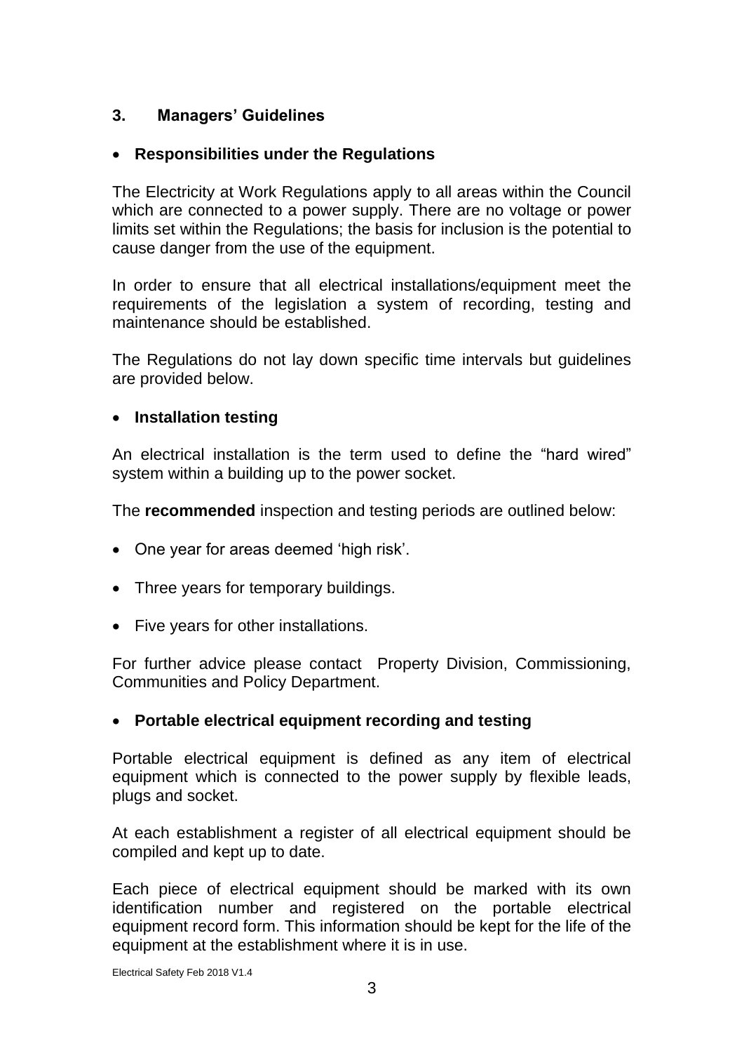## 3. Managers' Guidelines

- **Responsibilities under the Regulations**

The Electricity at Work Regulations apply to all areas within the Council which are connected to a power supply. There are no voltage or power limits set within the Regulations; the basis for inclusion is the potential to cause danger from the use of the equipment.

In order to ensure that all electrical installations/equipment meet the requirements of the legislation a system of recording, testing and maintenance should be established.

The Regulations do not lay down specific time intervals but guidelines are provided below.

- **Installation testing**

An electrical installation is the term used to define the "hard wired" system within a building up to the power socket.

The **recommended** inspection and testing periods are outlined below:

- One year for areas deemed 'high risk'.
- Three years for temporary buildings.
- Five years for other installations.

For further advice please contact Property Division, Commissioning, Communities and Policy Department.

- **Portable electrical equipment recording and testing**

Portable electrical equipment is defined as any item of electrical equipment which is connected to the power supply by flexible leads, plugs and socket.

At each establishment a register of all electrical equipment should be compiled and kept up to date.

Each piece of electrical equipment should be marked with its own identification number and registered on the portable electrical equipment record form. This information should be kept for the life of the equipment at the establishment where it is in use.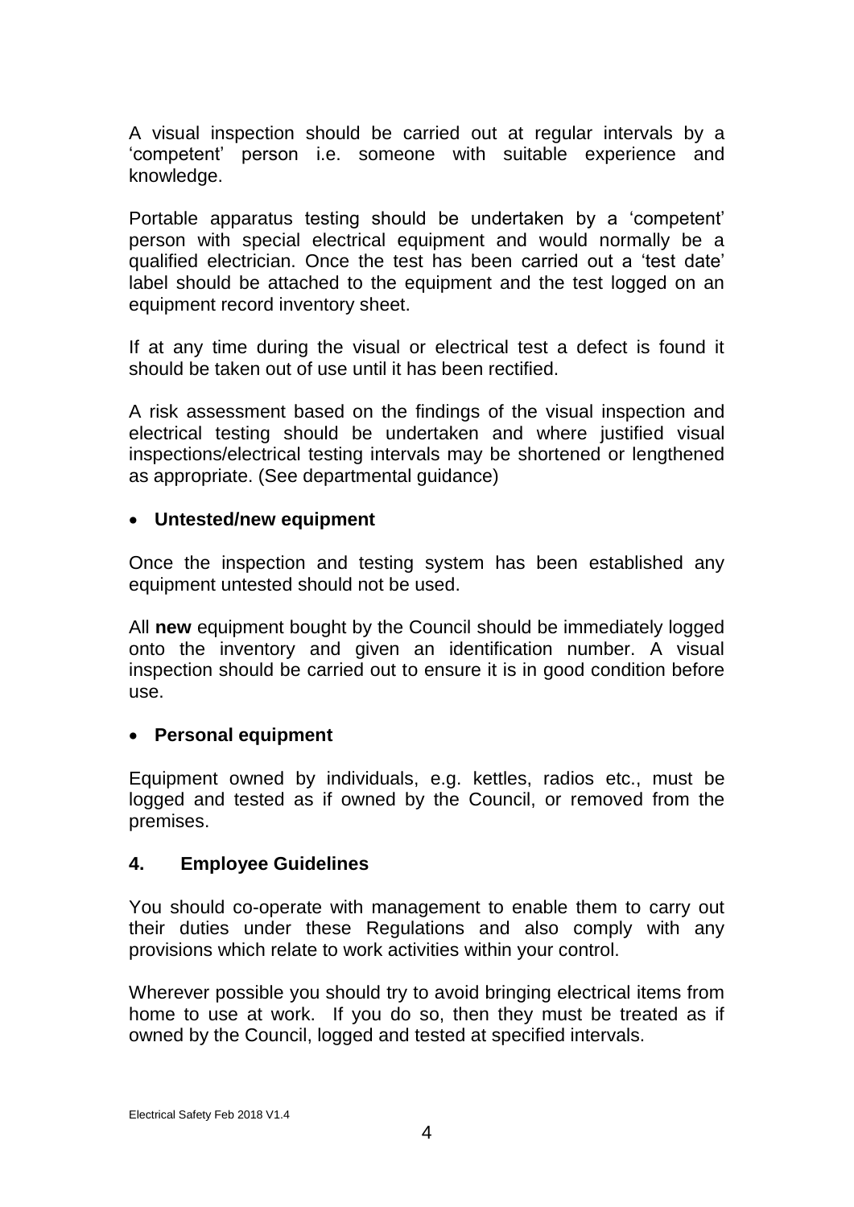A visual inspection should be carried out at regular intervals by a 'competent' person i.e. someone with suitable experience and knowledge.

Portable apparatus testing should be undertaken by a 'competent' person with special electrical equipment and would normally be a qualified electrician. Once the test has been carried out a 'test date' label should be attached to the equipment and the test logged on an equipment record inventory sheet.

If at any time during the visual or electrical test a defect is found it should be taken out of use until it has been rectified.

A risk assessment based on the findings of the visual inspection and electrical testing should be undertaken and where justified visual inspections/electrical testing intervals may be shortened or lengthened as appropriate. (See departmental guidance)

- **Untested/new equipment**

Once the inspection and testing system has been established any equipment untested should not be used.

All **new** equipment bought by the Council should be immediately logged onto the inventory and given an identification number. A visual inspection should be carried out to ensure it is in good condition before use.

- **Personal equipment**

Equipment owned by individuals, e.g. kettles, radios etc., must be logged and tested as if owned by the Council, or removed from the premises.

## 4. Employee Guidelines

You should co-operate with management to enable them to carry out their duties under these Regulations and also comply with any provisions which relate to work activities within your control.

Wherever possible you should try to avoid bringing electrical items from home to use at work. If you do so, then they must be treated as if owned by the Council, logged and tested at specified intervals.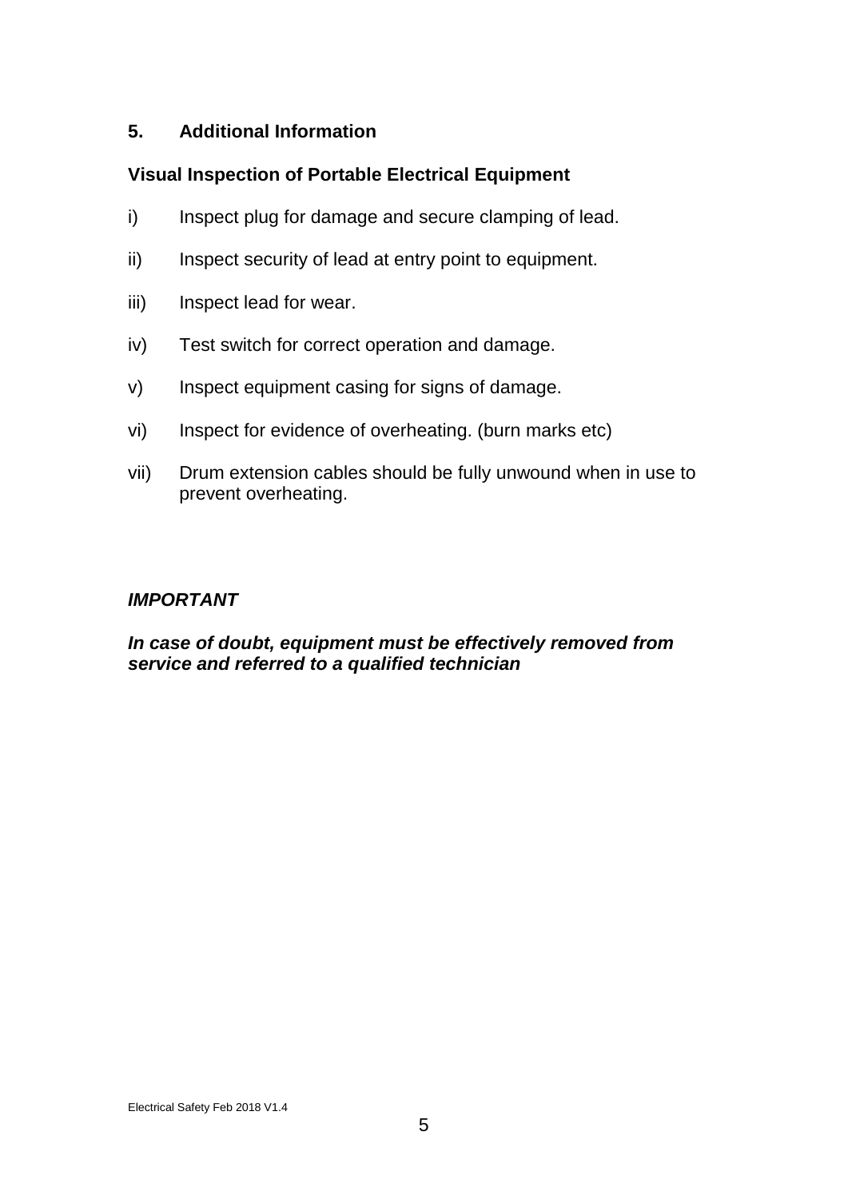## 5. Additional Information

### Visual Inspection of Portable Electrical Equipment

i) Inspect plug for damage and secure clamping of lead.

ii) Inspect security of lead at entry point to equipment.

iii) Inspect lead for wear.

iv) Test switch for correct operation and damage.

v) Inspect equipment casing for signs of damage.

vi) Inspect for evidence of overheating. (burn marks etc)

vii) Drum extension cables should be fully unwound when in use to prevent overheating.

***IMPORTANT***

***In case of doubt, equipment must be effectively removed from service and referred to a qualified technician***